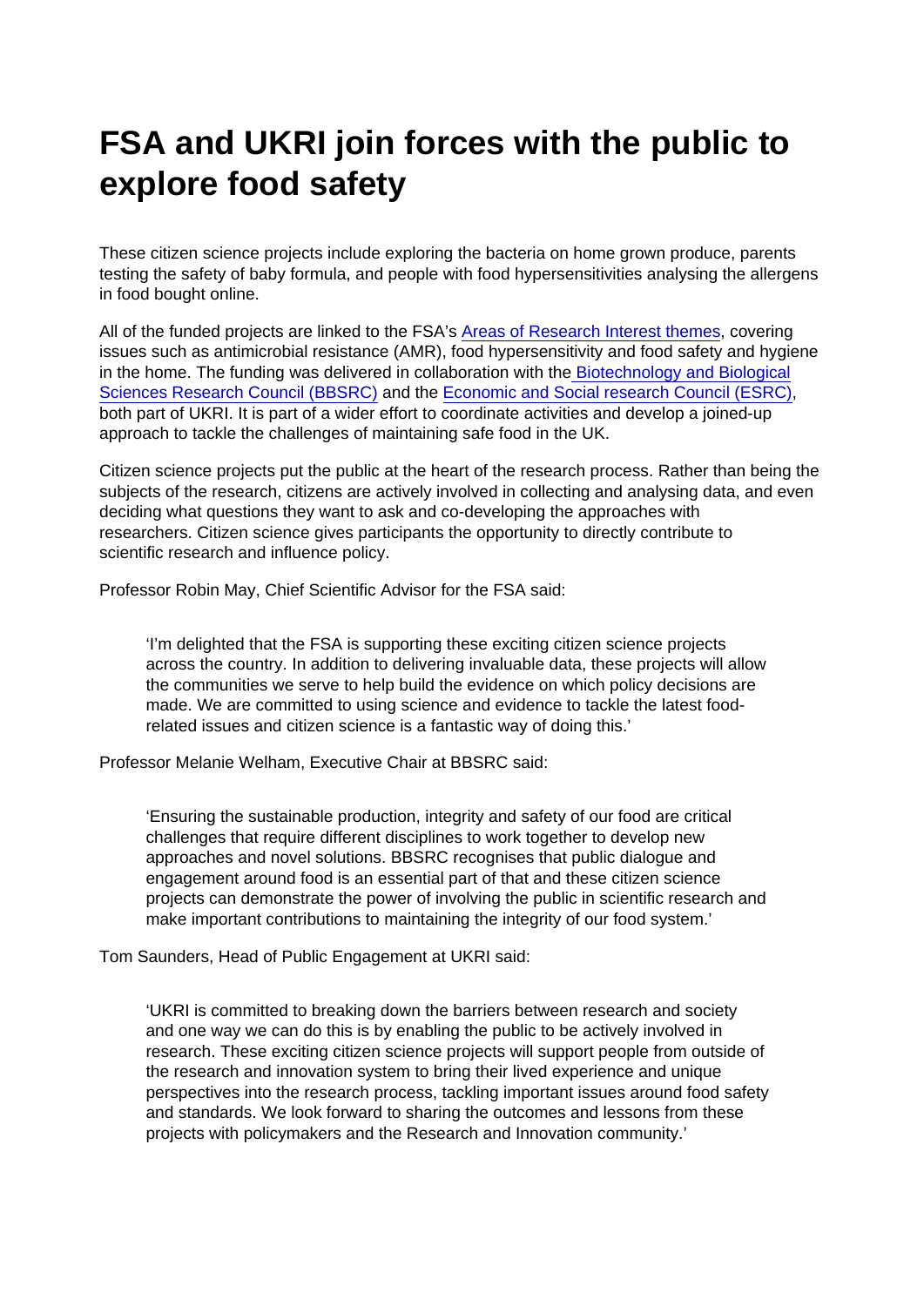# FSA and UKRI join forces with the public to explore food safety

These citizen science projects include exploring the bacteria on home grown produce, parents testing the safety of baby formula, and people with food hypersensitivities analysing the allergens in food bought online.

All of the funded projects are linked to the FSA's Areas of Research Interest themes, covering issues such as antimicrobial resistance (AMR), food hypersensitivity and food safety and hygiene in the home. The funding was delivered in collaboration with the Biotechnology and Biological Sciences Research Council (BBSRC) and the Economic and Social research Council (ESRC), both part of UKRI. It is part of a wider effort to coordinate activities and develop a joined-up approach to tackle the challenges of maintaining safe food in the UK.

Citizen science projects put the public at the heart of the research process. Rather than being the subjects of the research, citizens are actively involved in collecting and analysing data, and even deciding what questions they want to ask and co-developing the approaches with researchers. Citizen science gives participants the opportunity to directly contribute to scientific research and influence policy.

Professor Robin May, Chief Scientific Advisor for the FSA said:

> 'I'm delighted that the FSA is supporting these exciting citizen science projects across the country. In addition to delivering invaluable data, these projects will allow the communities we serve to help build the evidence on which policy decisions are made. We are committed to using science and evidence to tackle the latest food-related issues and citizen science is a fantastic way of doing this.'

Professor Melanie Welham, Executive Chair at BBSRC said:

> 'Ensuring the sustainable production, integrity and safety of our food are critical challenges that require different disciplines to work together to develop new approaches and novel solutions. BBSRC recognises that public dialogue and engagement around food is an essential part of that and these citizen science projects can demonstrate the power of involving the public in scientific research and make important contributions to maintaining the integrity of our food system.'

Tom Saunders, Head of Public Engagement at UKRI said:

> 'UKRI is committed to breaking down the barriers between research and society and one way we can do this is by enabling the public to be actively involved in research. These exciting citizen science projects will support people from outside of the research and innovation system to bring their lived experience and unique perspectives into the research process, tackling important issues around food safety and standards. We look forward to sharing the outcomes and lessons from these projects with policymakers and the Research and Innovation community.'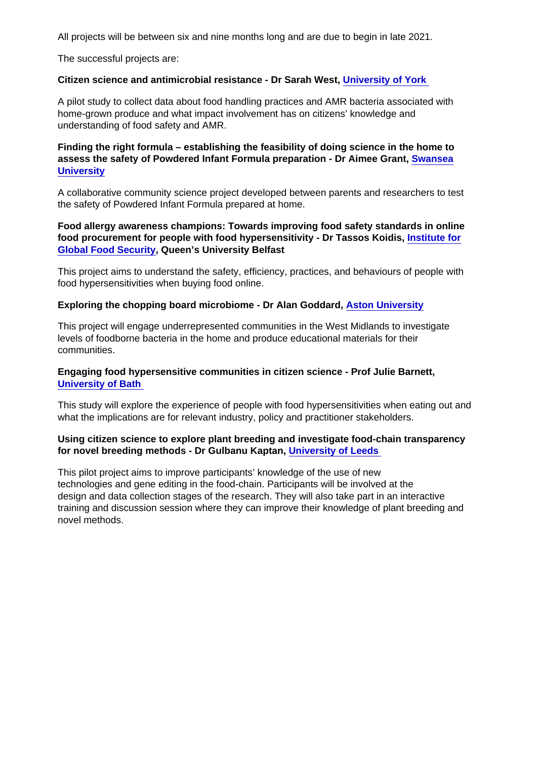All projects will be between six and nine months long and are due to begin in late 2021.

The successful projects are:

**Citizen science and antimicrobial resistance - Dr Sarah West, University of York**

A pilot study to collect data about food handling practices and AMR bacteria associated with home-grown produce and what impact involvement has on citizens' knowledge and understanding of food safety and AMR.

**Finding the right formula – establishing the feasibility of doing science in the home to assess the safety of Powdered Infant Formula preparation - Dr Aimee Grant, Swansea University**

A collaborative community science project developed between parents and researchers to test the safety of Powdered Infant Formula prepared at home.

**Food allergy awareness champions: Towards improving food safety standards in online food procurement for people with food hypersensitivity - Dr Tassos Koidis, Institute for Global Food Security, Queen's University Belfast**

This project aims to understand the safety, efficiency, practices, and behaviours of people with food hypersensitivities when buying food online.

**Exploring the chopping board microbiome - Dr Alan Goddard, Aston University**

This project will engage underrepresented communities in the West Midlands to investigate levels of foodborne bacteria in the home and produce educational materials for their communities.

**Engaging food hypersensitive communities in citizen science - Prof Julie Barnett, University of Bath**

This study will explore the experience of people with food hypersensitivities when eating out and what the implications are for relevant industry, policy and practitioner stakeholders.

**Using citizen science to explore plant breeding and investigate food-chain transparency for novel breeding methods - Dr Gulbanu Kaptan, University of Leeds**

This pilot project aims to improve participants' knowledge of the use of new technologies and gene editing in the food-chain. Participants will be involved at the design and data collection stages of the research. They will also take part in an interactive training and discussion session where they can improve their knowledge of plant breeding and novel methods.